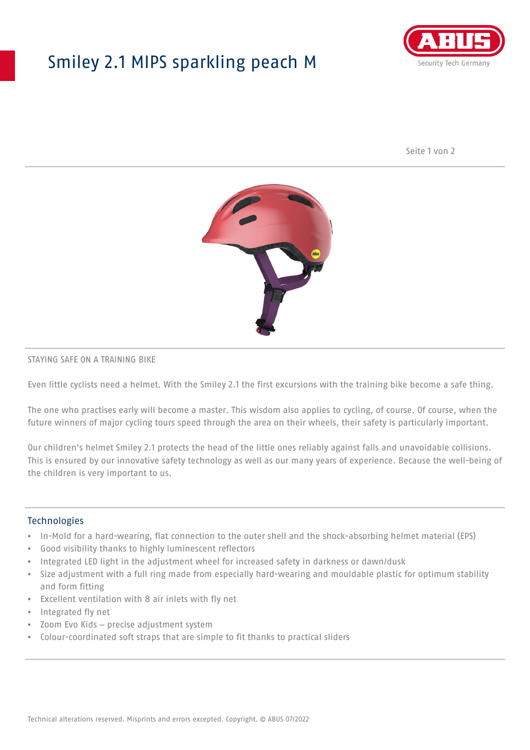# Smiley 2.1 MIPS sparkling peach M

STAYING SAFE ON A TRAINING BIKE

Even little cyclists need a helmet. With the Smiley 2.1 the first excursions with the training bike become a safe thing.

The one who practises early will become a master. This wisdom also applies to cycling, of course. Of course, when the future winners of major cycling tours speed through the area on their wheels, their safety is particularly important.

Our children's helmet Smiley 2.1 protects the head of the little ones reliably against falls and unavoidable collisions. This is ensured by our innovative safety technology as well as our many years of experience. Because the well-being of the children is very important to us.

## Technologies

- In-Mold for a hard-wearing, flat connection to the outer shell and the shock-absorbing helmet material (EPS)
- Good visibility thanks to highly luminescent reflectors
- Integrated LED light in the adjustment wheel for increased safety in darkness or dawn/dusk
- Size adjustment with a full ring made from especially hard-wearing and mouldable plastic for optimum stability and form fitting
- Excellent ventilation with 8 air inlets with fly net
- Integrated fly net
- Zoom Evo Kids – precise adjustment system
- Colour-coordinated soft straps that are simple to fit thanks to practical sliders

Technical alterations reserved. Misprints and errors excepted. Copyright. © ABUS 07/2022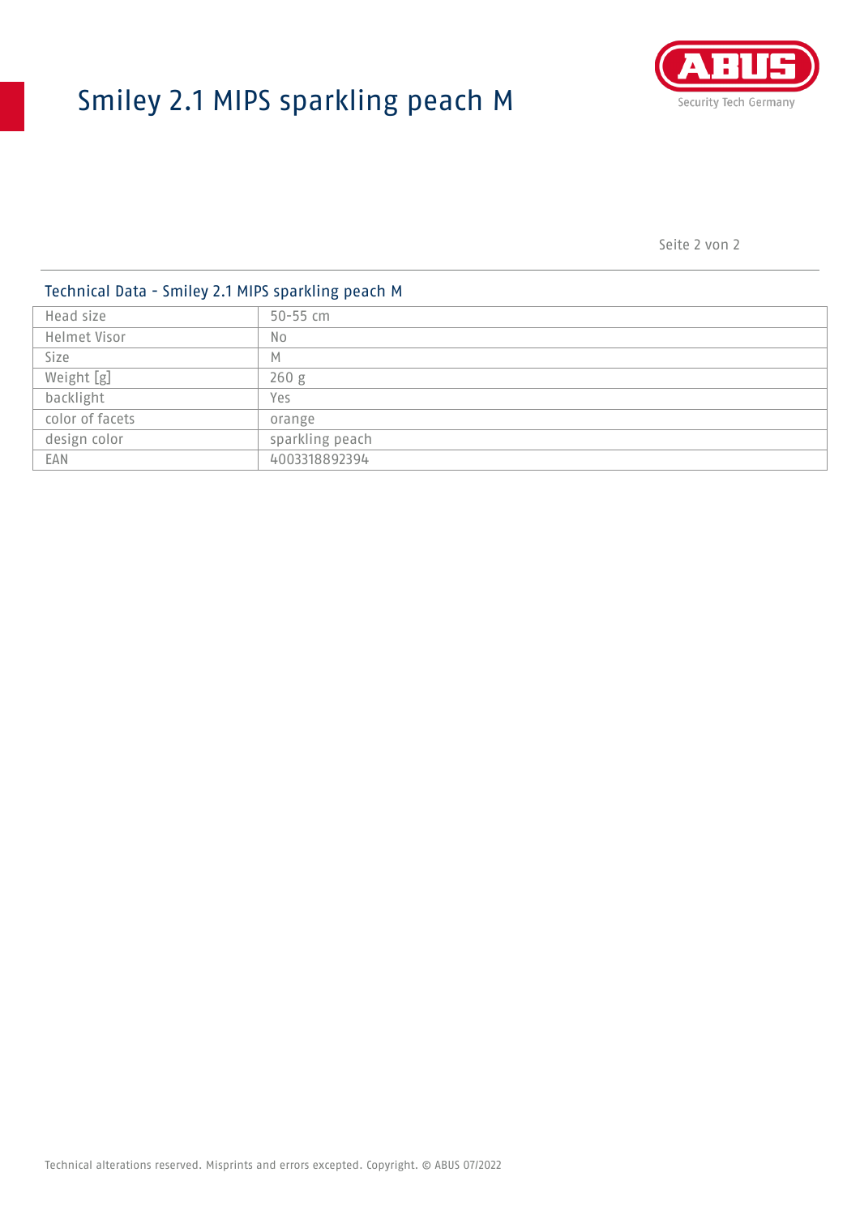# Smiley 2.1 MIPS sparkling peach M

## Technical Data - Smiley 2.1 MIPS sparkling peach M

| | |
|---|---|
| Head size | 50-55 cm |
| Helmet Visor | No |
| Size | M |
| Weight [g] | 260 g |
| backlight | Yes |
| color of facets | orange |
| design color | sparkling peach |
| EAN | 4003318892394 |

Technical alterations reserved. Misprints and errors excepted. Copyright. © ABUS 07/2022